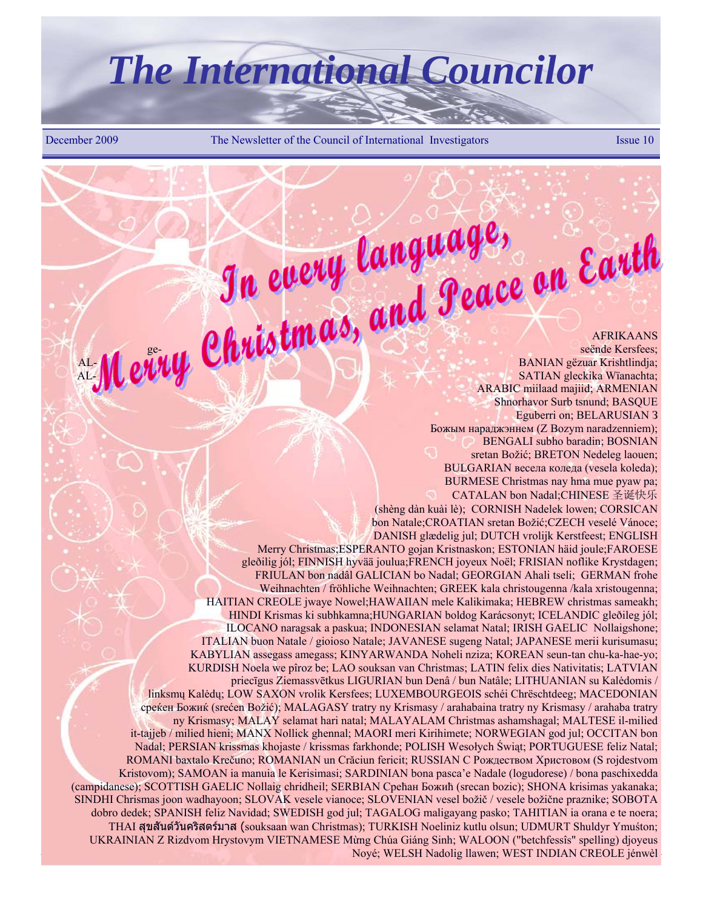# The International Councilor

December 2009 — The Newsletter of the Council of International Investigators — Issue 10

## *In every language, Merry Christmas, and Peace on Earth*

AFRIKAANS ge-seënde Kersfees; AL-BANIAN gëzuar Krishtlindja; AL-SATIAN gleckika Wïanachta; ARABIC miilaad majiid; ARMENIAN Shnorhavor Surb tsnund; BASQUE Eguberri on; BELARUSIAN З Божым нараджэннем (Z Bozym naradzenniem); BENGALI subho baradin; BOSNIAN sretan Božić; BRETON Nedeleg laouen; BULGARIAN весела коледа (vesela koleda); BURMESE Christmas nay hma mue pyaw pa; CATALAN bon Nadal;CHINESE 圣诞快乐 (shèng dàn kuài lè); CORNISH Nadelek lowen; CORSICAN bon Natale;CROATIAN sretan Božić;CZECH veselé Vánoce; DANISH glædelig jul; DUTCH vrolijk Kerstfeest; ENGLISH Merry Christmas;ESPERANTO gojan Kristnaskon; ESTONIAN häid joule;FAROESE gleðilig jól; FINNISH hyvää joulua;FRENCH joyeux Noël; FRISIAN noflike Krystdagen; FRIULAN bon nadâl GALICIAN bo Nadal; GEORGIAN Ahali tseli; GERMAN frohe Weihnachten / fröhliche Weihnachten; GREEK kala christougenna /kala xristougenna; HAITIAN CREOLE jwaye Nowel;HAWAIIAN mele Kalikimaka; HEBREW christmas sameakh; HINDI Krismas ki subhkamna;HUNGARIAN boldog Karácsonyt; ICELANDIC gleðileg jól; ILOCANO naragsak a paskua; INDONESIAN selamat Natal; IRISH GAELIC Nollaigshone; ITALIAN buon Natale / gioioso Natale; JAVANESE sugeng Natal; JAPANESE merii kurisumasu; KABYLIAN assegass amegass; KINYARWANDA Noheli nziza; KOREAN seun-tan chu-ka-hae-yo; KURDISH Noela we pîroz be; LAO souksan van Christmas; LATIN felix dies Nativitatis; LATVIAN priecīgus Ziemassvētkus LIGURIAN bun Denâ / bun Natâle; LITHUANIAN su Kalėdomis / linksmų Kalėdų; LOW SAXON vrolik Kersfees; LUXEMBOURGEOIS schéi Chrëschtdeeg; MACEDONIAN среќен Божиќ (srećen Božić); MALAGASY tratry ny Krismasy / arahabaina tratry ny Krismasy / arahaba tratry ny Krismasy; MALAY selamat hari natal; MALAYALAM Christmas ashamshagal; MALTESE il-milied it-tajjeb / milied hieni; MANX Nollick ghennal; MAORI meri Kirihimete; NORWEGIAN god jul; OCCITAN bon Nadal; PERSIAN krissmas khojaste / krissmas farkhonde; POLISH Wesołych Świąt; PORTUGUESE feliz Natal; ROMANI baxtalo Krečuno; ROMANIAN un Crăciun fericit; RUSSIAN С Рождеством Христовом (S rojdestvom Kristovom); SAMOAN ia manuia le Kerisimasi; SARDINIAN bona pasca'e Nadale (logudorese) / bona paschixedda (campidanese); SCOTTISH GAELIC Nollaig chridheil; SERBIAN Срећан Божић (srecan bozic); SHONA krisimas yakanaka; SINDHI Chrismas joon wadhayoon; SLOVAK vesele vianoce; SLOVENIAN vesel božič / vesele božične praznike; SOBOTA dobro dedek; SPANISH feliz Navidad; SWEDISH god jul; TAGALOG maligayang pasko; TAHITIAN ia orana e te noera; THAI สุขสันต์วันคริสต์มาส (souksaan wan Christmas); TURKISH Noeliniz kutlu olsun; UDMURT Shuldyr Ymuśton; UKRAINIAN Z Rizdvom Hrystovym VIETNAMESE Mừng Chúa Giáng Sinh; WALOON ("betchfessîs" spelling) djoyeus Noyé; WELSH Nadolig llawen; WEST INDIAN CREOLE jénwèl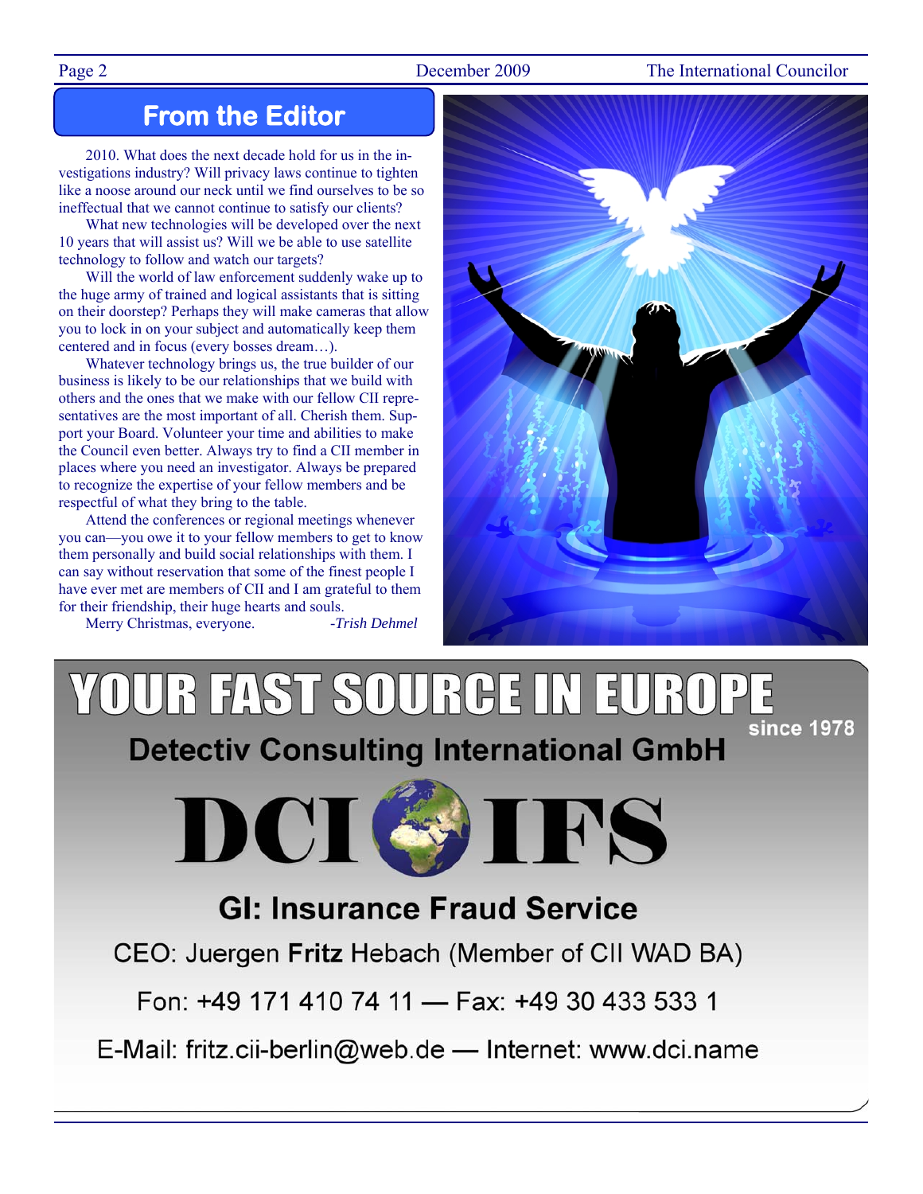## From the Editor

2010. What does the next decade hold for us in the investigations industry? Will privacy laws continue to tighten like a noose around our neck until we find ourselves to be so ineffectual that we cannot continue to satisfy our clients?

What new technologies will be developed over the next 10 years that will assist us? Will we be able to use satellite technology to follow and watch our targets?

Will the world of law enforcement suddenly wake up to the huge army of trained and logical assistants that is sitting on their doorstep? Perhaps they will make cameras that allow you to lock in on your subject and automatically keep them centered and in focus (every bosses dream…).

Whatever technology brings us, the true builder of our business is likely to be our relationships that we build with others and the ones that we make with our fellow CII representatives are the most important of all. Cherish them. Support your Board. Volunteer your time and abilities to make the Council even better. Always try to find a CII member in places where you need an investigator. Always be prepared to recognize the expertise of your fellow members and be respectful of what they bring to the table.

Attend the conferences or regional meetings whenever you can—you owe it to your fellow members to get to know them personally and build social relationships with them. I can say without reservation that some of the finest people I have ever met are members of CII and I am grateful to them for their friendship, their huge hearts and souls.

Merry Christmas, everyone. *-Trish Dehmel*

---

**YOUR FAST SOURCE IN EUROPE** since 1978

**Detectiv Consulting International GmbH**

**DCI IFS**

**GI: Insurance Fraud Service**

CEO: Juergen **Fritz** Hebach (Member of CII WAD BA)

Fon: +49 171 410 74 11 — Fax: +49 30 433 533 1

E-Mail: fritz.cii-berlin@web.de — Internet: www.dci.name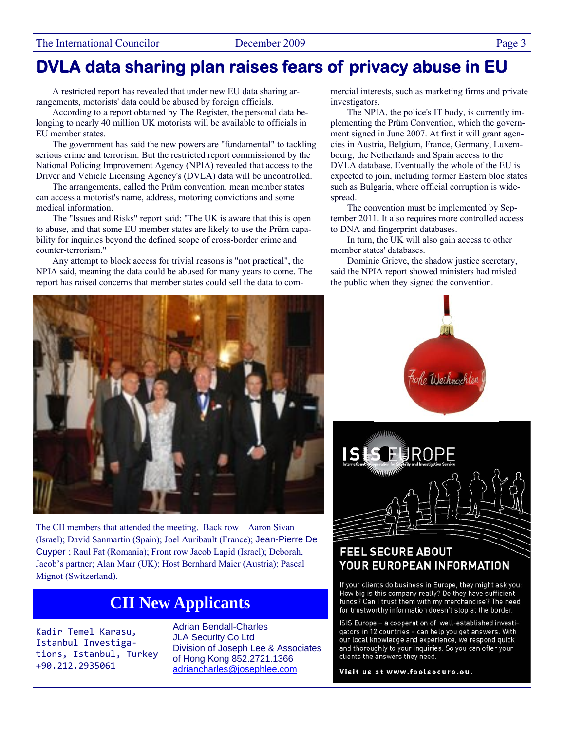# DVLA data sharing plan raises fears of privacy abuse in EU

A restricted report has revealed that under new EU data sharing arrangements, motorists' data could be abused by foreign officials.

According to a report obtained by The Register, the personal data belonging to nearly 40 million UK motorists will be available to officials in EU member states.

The government has said the new powers are "fundamental" to tackling serious crime and terrorism. But the restricted report commissioned by the National Policing Improvement Agency (NPIA) revealed that access to the Driver and Vehicle Licensing Agency's (DVLA) data will be uncontrolled.

The arrangements, called the Prüm convention, mean member states can access a motorist's name, address, motoring convictions and some medical information.

The "Issues and Risks" report said: "The UK is aware that this is open to abuse, and that some EU member states are likely to use the Prüm capability for inquiries beyond the defined scope of cross-border crime and counter-terrorism."

Any attempt to block access for trivial reasons is "not practical", the NPIA said, meaning the data could be abused for many years to come. The report has raised concerns that member states could sell the data to commercial interests, such as marketing firms and private investigators.

The NPIA, the police's IT body, is currently implementing the Prüm Convention, which the government signed in June 2007. At first it will grant agencies in Austria, Belgium, France, Germany, Luxembourg, the Netherlands and Spain access to the DVLA database. Eventually the whole of the EU is expected to join, including former Eastern bloc states such as Bulgaria, where official corruption is widespread.

The convention must be implemented by September 2011. It also requires more controlled access to DNA and fingerprint databases.

In turn, the UK will also gain access to other member states' databases.

Dominic Grieve, the shadow justice secretary, said the NPIA report showed ministers had misled the public when they signed the convention.

The CII members that attended the meeting. Back row – Aaron Sivan (Israel); David Sanmartin (Spain); Joel Auribault (France); Jean-Pierre De Cuyper ; Raul Fat (Romania); Front row Jacob Lapid (Israel); Deborah, Jacob's partner; Alan Marr (UK); Host Bernhard Maier (Austria); Pascal Mignot (Switzerland).

## CII New Applicants

Kadir Temel Karasu,
Istanbul Investigations, Istanbul, Turkey
+90.212.2935061

Adrian Bendall-Charles
JLA Security Co Ltd
Division of Joseph Lee & Associates of Hong Kong 852.2721.1366
adriancharles@josephlee.com

Frohe Weihnachten

ISIS EUROPE
International Cooperation for Security and Investigation Service

**FEEL SECURE ABOUT YOUR EUROPEAN INFORMATION**

If your clients do business in Europe, they might ask you: How big is this company really? Do they have sufficient funds? Can I trust them with my merchandise? The need for trustworthy information doesn't stop at the border.

ISIS Europe – a cooperation of well-established investigators in 12 countries – can help you get answers. With our local knowledge and experience, we respond quick and thoroughly to your inquiries. So you can offer your clients the answers they need.

**Visit us at www.feelsecure.eu.**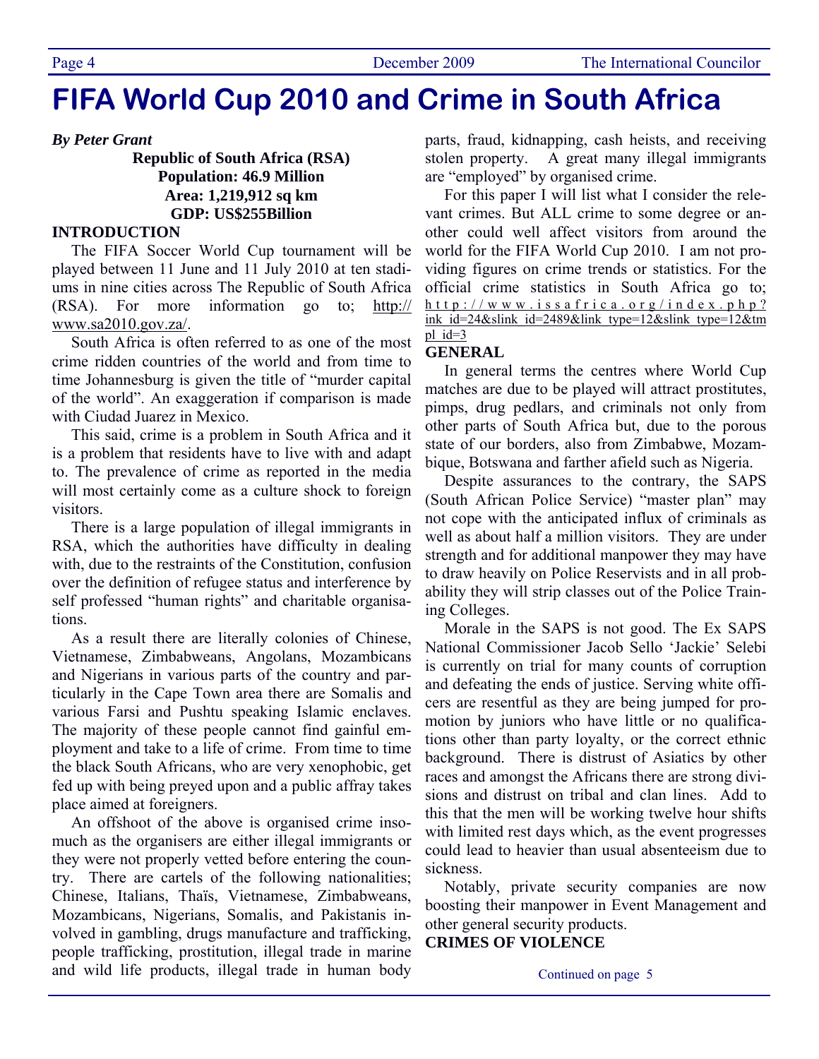# FIFA World Cup 2010 and Crime in South Africa

***By Peter Grant***

**Republic of South Africa (RSA)**
**Population: 46.9 Million**
**Area: 1,219,912 sq km**
**GDP: US$255Billion**

**INTRODUCTION**

The FIFA Soccer World Cup tournament will be played between 11 June and 11 July 2010 at ten stadiums in nine cities across The Republic of South Africa (RSA). For more information go to; http://www.sa2010.gov.za/.

South Africa is often referred to as one of the most crime ridden countries of the world and from time to time Johannesburg is given the title of "murder capital of the world". An exaggeration if comparison is made with Ciudad Juarez in Mexico.

This said, crime is a problem in South Africa and it is a problem that residents have to live with and adapt to. The prevalence of crime as reported in the media will most certainly come as a culture shock to foreign visitors.

There is a large population of illegal immigrants in RSA, which the authorities have difficulty in dealing with, due to the restraints of the Constitution, confusion over the definition of refugee status and interference by self professed "human rights" and charitable organisations.

As a result there are literally colonies of Chinese, Vietnamese, Zimbabweans, Angolans, Mozambicans and Nigerians in various parts of the country and particularly in the Cape Town area there are Somalis and various Farsi and Pushtu speaking Islamic enclaves. The majority of these people cannot find gainful employment and take to a life of crime. From time to time the black South Africans, who are very xenophobic, get fed up with being preyed upon and a public affray takes place aimed at foreigners.

An offshoot of the above is organised crime insomuch as the organisers are either illegal immigrants or they were not properly vetted before entering the country. There are cartels of the following nationalities; Chinese, Italians, Thaïs, Vietnamese, Zimbabweans, Mozambicans, Nigerians, Somalis, and Pakistanis involved in gambling, drugs manufacture and trafficking, people trafficking, prostitution, illegal trade in marine and wild life products, illegal trade in human body parts, fraud, kidnapping, cash heists, and receiving stolen property. A great many illegal immigrants are "employed" by organised crime.

For this paper I will list what I consider the relevant crimes. But ALL crime to some degree or another could well affect visitors from around the world for the FIFA World Cup 2010. I am not providing figures on crime trends or statistics. For the official crime statistics in South Africa go to; http://www.issafrica.org/index.php?ink_id=24&slink_id=2489&link_type=12&slink_type=12&tmpl_id=3

**GENERAL**

In general terms the centres where World Cup matches are due to be played will attract prostitutes, pimps, drug pedlars, and criminals not only from other parts of South Africa but, due to the porous state of our borders, also from Zimbabwe, Mozambique, Botswana and farther afield such as Nigeria.

Despite assurances to the contrary, the SAPS (South African Police Service) "master plan" may not cope with the anticipated influx of criminals as well as about half a million visitors. They are under strength and for additional manpower they may have to draw heavily on Police Reservists and in all probability they will strip classes out of the Police Training Colleges.

Morale in the SAPS is not good. The Ex SAPS National Commissioner Jacob Sello 'Jackie' Selebi is currently on trial for many counts of corruption and defeating the ends of justice. Serving white officers are resentful as they are being jumped for promotion by juniors who have little or no qualifications other than party loyalty, or the correct ethnic background. There is distrust of Asiatics by other races and amongst the Africans there are strong divisions and distrust on tribal and clan lines. Add to this that the men will be working twelve hour shifts with limited rest days which, as the event progresses could lead to heavier than usual absenteeism due to sickness.

Notably, private security companies are now boosting their manpower in Event Management and other general security products.

**CRIMES OF VIOLENCE**

Continued on page 5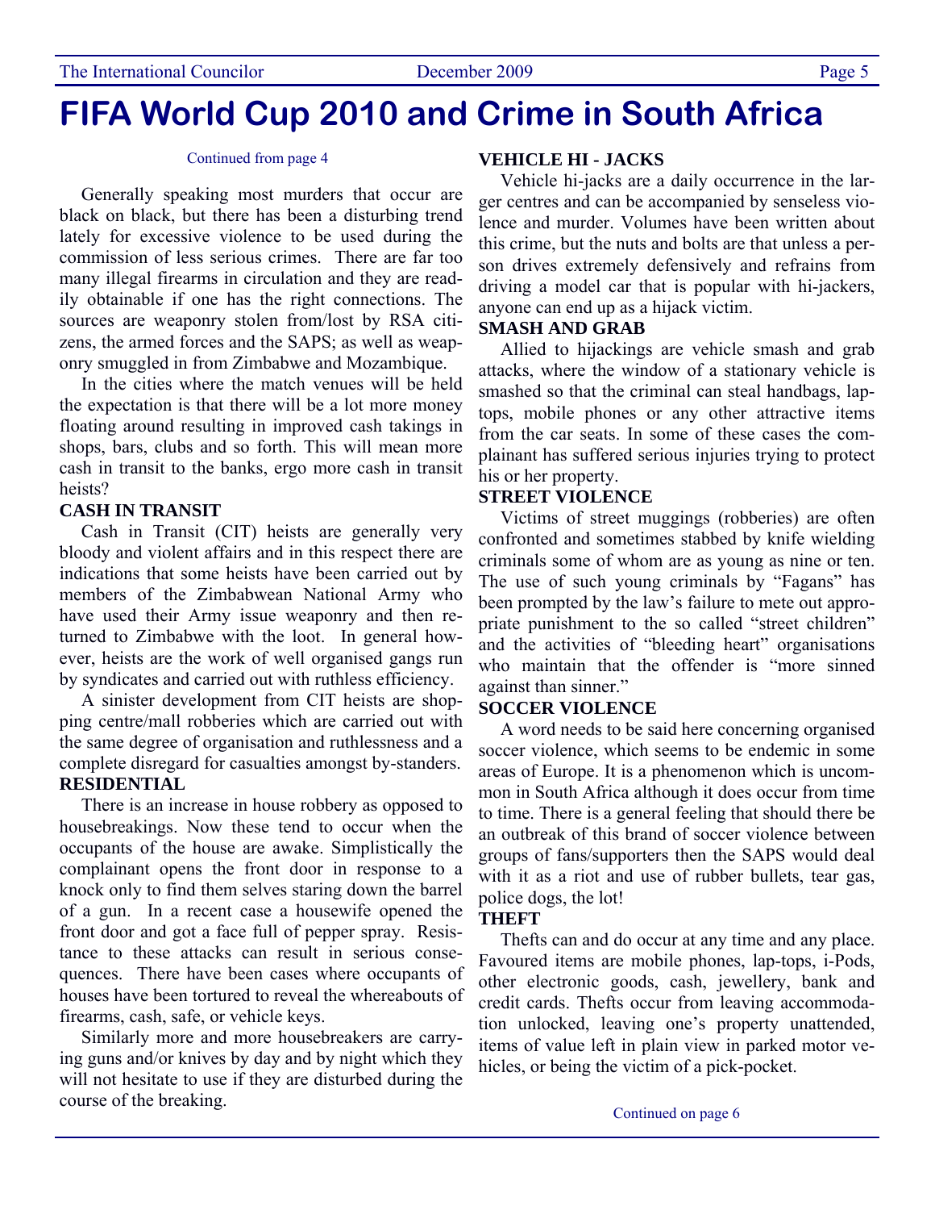# FIFA World Cup 2010 and Crime in South Africa

Continued from page 4

Generally speaking most murders that occur are black on black, but there has been a disturbing trend lately for excessive violence to be used during the commission of less serious crimes. There are far too many illegal firearms in circulation and they are readily obtainable if one has the right connections. The sources are weaponry stolen from/lost by RSA citizens, the armed forces and the SAPS; as well as weaponry smuggled in from Zimbabwe and Mozambique.

In the cities where the match venues will be held the expectation is that there will be a lot more money floating around resulting in improved cash takings in shops, bars, clubs and so forth. This will mean more cash in transit to the banks, ergo more cash in transit heists?

**CASH IN TRANSIT**

Cash in Transit (CIT) heists are generally very bloody and violent affairs and in this respect there are indications that some heists have been carried out by members of the Zimbabwean National Army who have used their Army issue weaponry and then returned to Zimbabwe with the loot. In general however, heists are the work of well organised gangs run by syndicates and carried out with ruthless efficiency.

A sinister development from CIT heists are shopping centre/mall robberies which are carried out with the same degree of organisation and ruthlessness and a complete disregard for casualties amongst by-standers.

**RESIDENTIAL**

There is an increase in house robbery as opposed to housebreakings. Now these tend to occur when the occupants of the house are awake. Simplistically the complainant opens the front door in response to a knock only to find them selves staring down the barrel of a gun. In a recent case a housewife opened the front door and got a face full of pepper spray. Resistance to these attacks can result in serious consequences. There have been cases where occupants of houses have been tortured to reveal the whereabouts of firearms, cash, safe, or vehicle keys.

Similarly more and more housebreakers are carrying guns and/or knives by day and by night which they will not hesitate to use if they are disturbed during the course of the breaking.

**VEHICLE HI - JACKS**

Vehicle hi-jacks are a daily occurrence in the larger centres and can be accompanied by senseless violence and murder. Volumes have been written about this crime, but the nuts and bolts are that unless a person drives extremely defensively and refrains from driving a model car that is popular with hi-jackers, anyone can end up as a hijack victim.

**SMASH AND GRAB**

Allied to hijackings are vehicle smash and grab attacks, where the window of a stationary vehicle is smashed so that the criminal can steal handbags, laptops, mobile phones or any other attractive items from the car seats. In some of these cases the complainant has suffered serious injuries trying to protect his or her property.

**STREET VIOLENCE**

Victims of street muggings (robberies) are often confronted and sometimes stabbed by knife wielding criminals some of whom are as young as nine or ten. The use of such young criminals by "Fagans" has been prompted by the law's failure to mete out appropriate punishment to the so called "street children" and the activities of "bleeding heart" organisations who maintain that the offender is "more sinned against than sinner."

**SOCCER VIOLENCE**

A word needs to be said here concerning organised soccer violence, which seems to be endemic in some areas of Europe. It is a phenomenon which is uncommon in South Africa although it does occur from time to time. There is a general feeling that should there be an outbreak of this brand of soccer violence between groups of fans/supporters then the SAPS would deal with it as a riot and use of rubber bullets, tear gas, police dogs, the lot!

**THEFT**

Thefts can and do occur at any time and any place. Favoured items are mobile phones, lap-tops, i-Pods, other electronic goods, cash, jewellery, bank and credit cards. Thefts occur from leaving accommodation unlocked, leaving one's property unattended, items of value left in plain view in parked motor vehicles, or being the victim of a pick-pocket.

Continued on page 6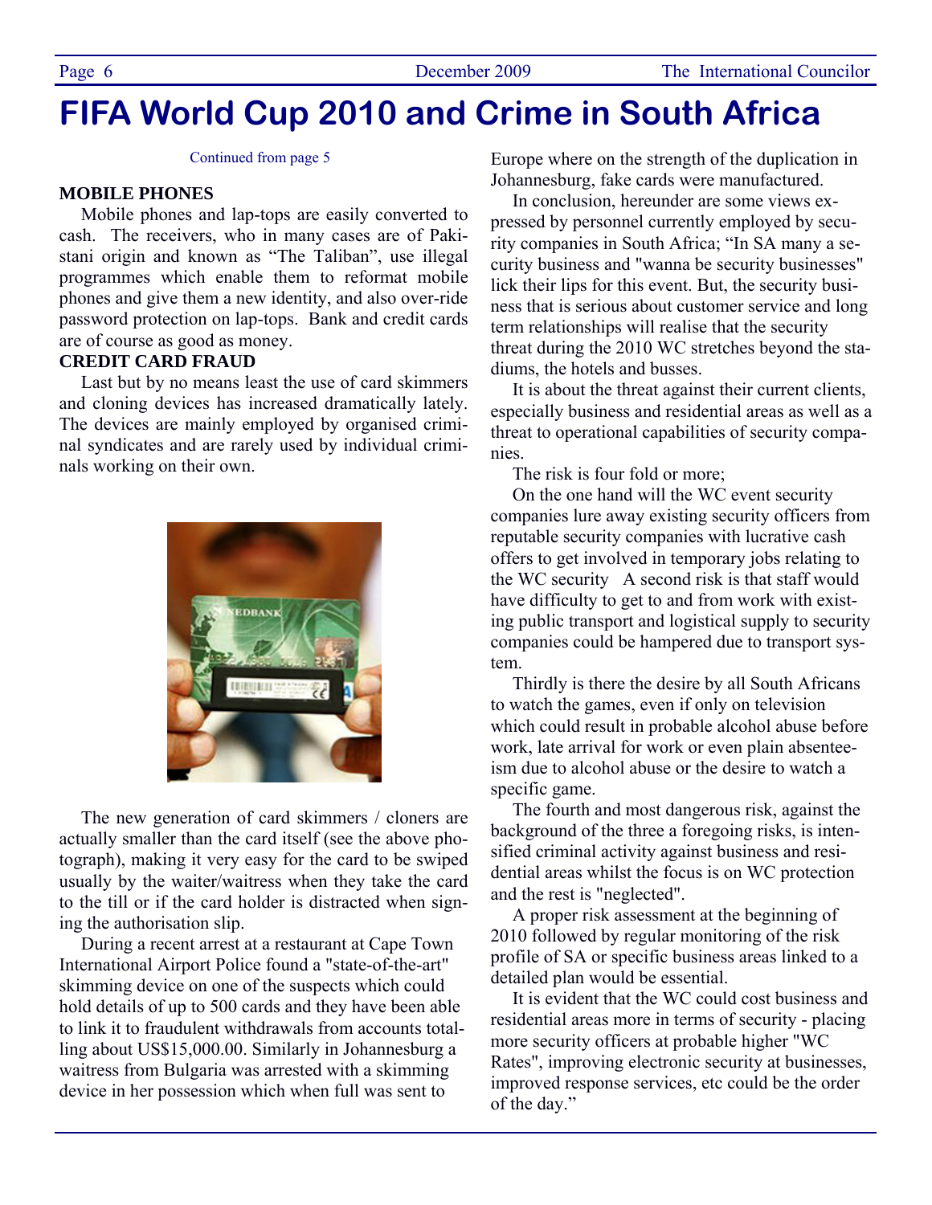# FIFA World Cup 2010 and Crime in South Africa

Continued from page 5

**MOBILE PHONES**

Mobile phones and lap-tops are easily converted to cash. The receivers, who in many cases are of Pakistani origin and known as "The Taliban", use illegal programmes which enable them to reformat mobile phones and give them a new identity, and also over-ride password protection on lap-tops. Bank and credit cards are of course as good as money.

**CREDIT CARD FRAUD**

Last but by no means least the use of card skimmers and cloning devices has increased dramatically lately. The devices are mainly employed by organised criminal syndicates and are rarely used by individual criminals working on their own.

The new generation of card skimmers / cloners are actually smaller than the card itself (see the above photograph), making it very easy for the card to be swiped usually by the waiter/waitress when they take the card to the till or if the card holder is distracted when signing the authorisation slip.

During a recent arrest at a restaurant at Cape Town International Airport Police found a "state-of-the-art" skimming device on one of the suspects which could hold details of up to 500 cards and they have been able to link it to fraudulent withdrawals from accounts totalling about US$15,000.00. Similarly in Johannesburg a waitress from Bulgaria was arrested with a skimming device in her possession which when full was sent to Europe where on the strength of the duplication in Johannesburg, fake cards were manufactured.

In conclusion, hereunder are some views expressed by personnel currently employed by security companies in South Africa; "In SA many a security business and "wanna be security businesses" lick their lips for this event. But, the security business that is serious about customer service and long term relationships will realise that the security threat during the 2010 WC stretches beyond the stadiums, the hotels and busses.

It is about the threat against their current clients, especially business and residential areas as well as a threat to operational capabilities of security companies.

The risk is four fold or more;

On the one hand will the WC event security companies lure away existing security officers from reputable security companies with lucrative cash offers to get involved in temporary jobs relating to the WC security A second risk is that staff would have difficulty to get to and from work with existing public transport and logistical supply to security companies could be hampered due to transport system.

Thirdly is there the desire by all South Africans to watch the games, even if only on television which could result in probable alcohol abuse before work, late arrival for work or even plain absenteeism due to alcohol abuse or the desire to watch a specific game.

The fourth and most dangerous risk, against the background of the three a foregoing risks, is intensified criminal activity against business and residential areas whilst the focus is on WC protection and the rest is "neglected".

A proper risk assessment at the beginning of 2010 followed by regular monitoring of the risk profile of SA or specific business areas linked to a detailed plan would be essential.

It is evident that the WC could cost business and residential areas more in terms of security - placing more security officers at probable higher "WC Rates", improving electronic security at businesses, improved response services, etc could be the order of the day."